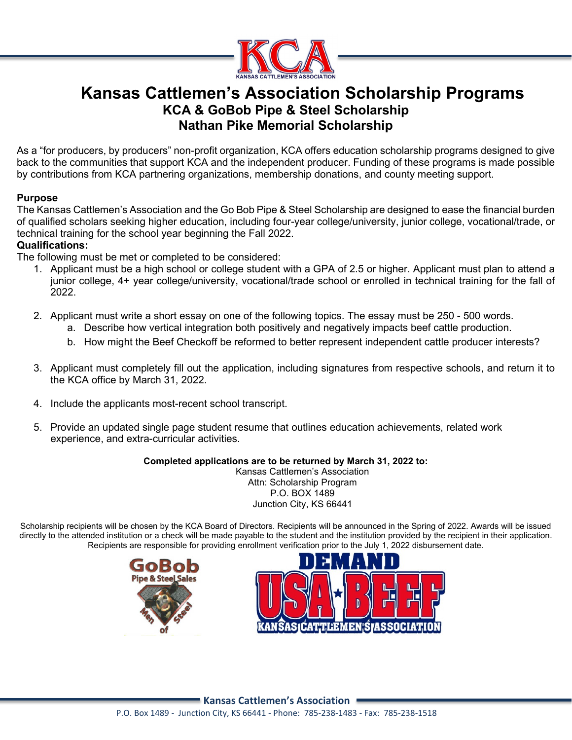# Kansas Cattlemen's Association Scholarship Programs

## KCA & GoBob Pipe & Steel Scholarship

## Nathan Pike Memorial Scholarship

As a "for producers, by producers" non-profit organization, KCA offers education scholarship programs designed to give back to the communities that support KCA and the independent producer. Funding of these programs is made possible by contributions from KCA partnering organizations, membership donations, and county meeting support.

**Purpose**

The Kansas Cattlemen's Association and the Go Bob Pipe & Steel Scholarship are designed to ease the financial burden of qualified scholars seeking higher education, including four-year college/university, junior college, vocational/trade, or technical training for the school year beginning the Fall 2022.

**Qualifications:**

The following must be met or completed to be considered:

1. Applicant must be a high school or college student with a GPA of 2.5 or higher. Applicant must plan to attend a junior college, 4+ year college/university, vocational/trade school or enrolled in technical training for the fall of 2022.

2. Applicant must write a short essay on one of the following topics. The essay must be 250 - 500 words.
   a. Describe how vertical integration both positively and negatively impacts beef cattle production.
   b. How might the Beef Checkoff be reformed to better represent independent cattle producer interests?

3. Applicant must completely fill out the application, including signatures from respective schools, and return it to the KCA office by March 31, 2022.

4. Include the applicants most-recent school transcript.

5. Provide an updated single page student resume that outlines education achievements, related work experience, and extra-curricular activities.

**Completed applications are to be returned by March 31, 2022 to:**

Kansas Cattlemen's Association
Attn: Scholarship Program
P.O. BOX 1489
Junction City, KS 66441

Scholarship recipients will be chosen by the KCA Board of Directors. Recipients will be announced in the Spring of 2022. Awards will be issued directly to the attended institution or a check will be made payable to the student and the institution provided by the recipient in their application. Recipients are responsible for providing enrollment verification prior to the July 1, 2022 disbursement date.

**Kansas Cattlemen's Association**

P.O. Box 1489 - Junction City, KS 66441 - Phone: 785-238-1483 - Fax: 785-238-1518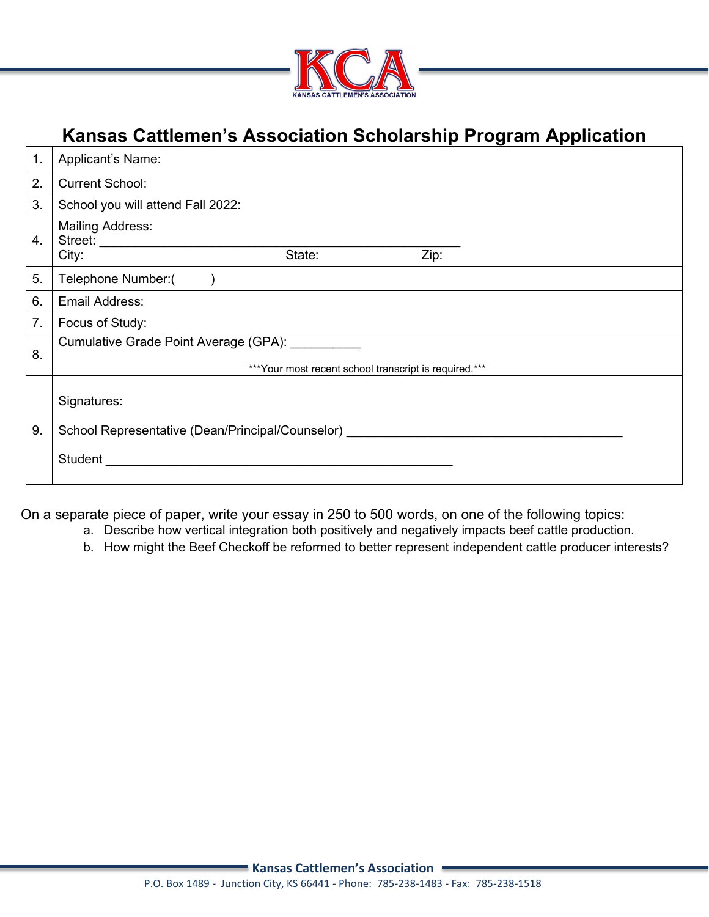# Kansas Cattlemen's Association Scholarship Program Application

| | |
|---|---|
| 1. | Applicant's Name: |
| 2. | Current School: |
| 3. | School you will attend Fall 2022: |
| 4. | Mailing Address:<br>Street: ______________________________________________<br>City: State: Zip: |
| 5. | Telephone Number:( ) |
| 6. | Email Address: |
| 7. | Focus of Study: |
| 8. | Cumulative Grade Point Average (GPA): __________<br>***Your most recent school transcript is required.*** |
| 9. | Signatures:<br>School Representative (Dean/Principal/Counselor) ________________________________________<br>Student ______________________________________________ |

On a separate piece of paper, write your essay in 250 to 500 words, on one of the following topics:

a. Describe how vertical integration both positively and negatively impacts beef cattle production.
b. How might the Beef Checkoff be reformed to better represent independent cattle producer interests?

**Kansas Cattlemen's Association**

P.O. Box 1489 - Junction City, KS 66441 - Phone: 785-238-1483 - Fax: 785-238-1518